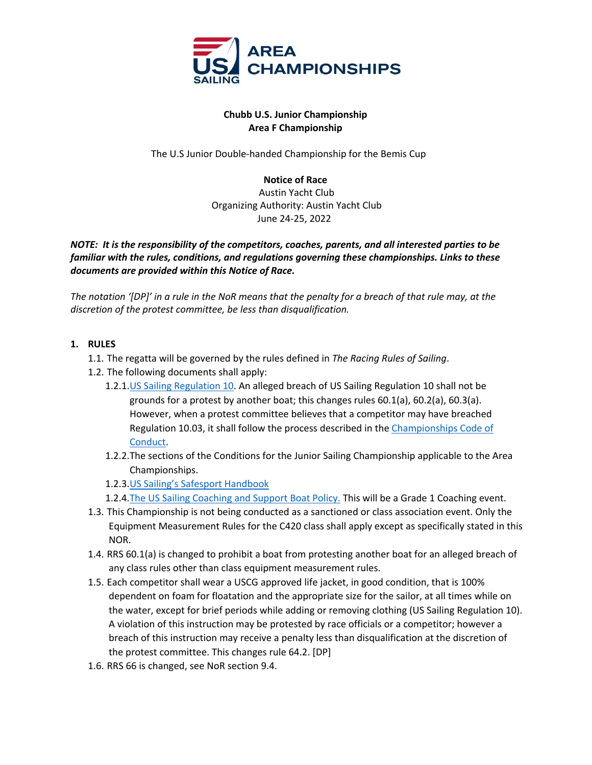**Chubb U.S. Junior Championship**
**Area F Championship**

The U.S Junior Double-handed Championship for the Bemis Cup

**Notice of Race**
Austin Yacht Club
Organizing Authority: Austin Yacht Club
June 24-25, 2022

***NOTE: It is the responsibility of the competitors, coaches, parents, and all interested parties to be familiar with the rules, conditions, and regulations governing these championships. Links to these documents are provided within this Notice of Race.***

*The notation '[DP]' in a rule in the NoR means that the penalty for a breach of that rule may, at the discretion of the protest committee, be less than disqualification.*

## 1. RULES

1.1. The regatta will be governed by the rules defined in *The Racing Rules of Sailing*.

1.2. The following documents shall apply:

1.2.1. US Sailing Regulation 10. An alleged breach of US Sailing Regulation 10 shall not be grounds for a protest by another boat; this changes rules 60.1(a), 60.2(a), 60.3(a). However, when a protest committee believes that a competitor may have breached Regulation 10.03, it shall follow the process described in the Championships Code of Conduct.

1.2.2. The sections of the Conditions for the Junior Sailing Championship applicable to the Area Championships.

1.2.3. US Sailing's Safesport Handbook

1.2.4. The US Sailing Coaching and Support Boat Policy. This will be a Grade 1 Coaching event.

1.3. This Championship is not being conducted as a sanctioned or class association event. Only the Equipment Measurement Rules for the C420 class shall apply except as specifically stated in this NOR.

1.4. RRS 60.1(a) is changed to prohibit a boat from protesting another boat for an alleged breach of any class rules other than class equipment measurement rules.

1.5. Each competitor shall wear a USCG approved life jacket, in good condition, that is 100% dependent on foam for floatation and the appropriate size for the sailor, at all times while on the water, except for brief periods while adding or removing clothing (US Sailing Regulation 10). A violation of this instruction may be protested by race officials or a competitor; however a breach of this instruction may receive a penalty less than disqualification at the discretion of the protest committee. This changes rule 64.2. [DP]

1.6. RRS 66 is changed, see NoR section 9.4.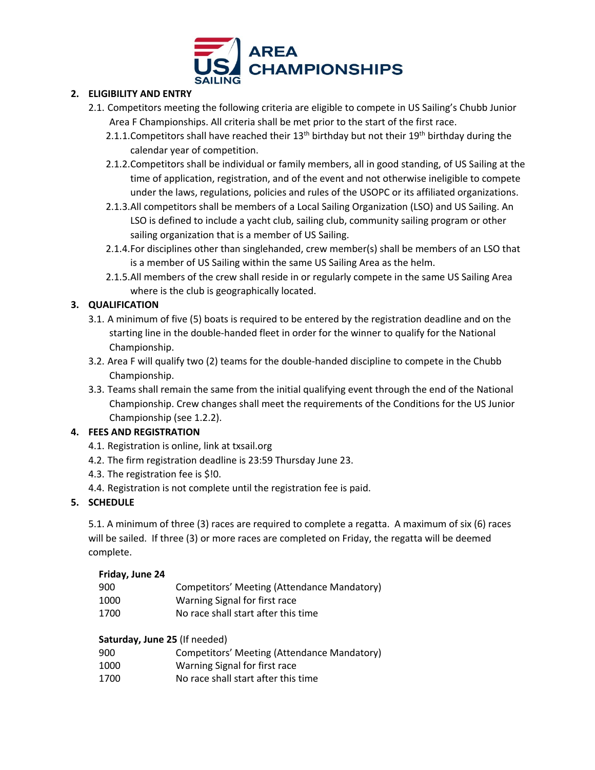## 2. ELIGIBILITY AND ENTRY

2.1. Competitors meeting the following criteria are eligible to compete in US Sailing's Chubb Junior Area F Championships. All criteria shall be met prior to the start of the first race.

2.1.1. Competitors shall have reached their 13th birthday but not their 19th birthday during the calendar year of competition.

2.1.2. Competitors shall be individual or family members, all in good standing, of US Sailing at the time of application, registration, and of the event and not otherwise ineligible to compete under the laws, regulations, policies and rules of the USOPC or its affiliated organizations.

2.1.3. All competitors shall be members of a Local Sailing Organization (LSO) and US Sailing. An LSO is defined to include a yacht club, sailing club, community sailing program or other sailing organization that is a member of US Sailing.

2.1.4. For disciplines other than singlehanded, crew member(s) shall be members of an LSO that is a member of US Sailing within the same US Sailing Area as the helm.

2.1.5. All members of the crew shall reside in or regularly compete in the same US Sailing Area where is the club is geographically located.

## 3. QUALIFICATION

3.1. A minimum of five (5) boats is required to be entered by the registration deadline and on the starting line in the double-handed fleet in order for the winner to qualify for the National Championship.

3.2. Area F will qualify two (2) teams for the double-handed discipline to compete in the Chubb Championship.

3.3. Teams shall remain the same from the initial qualifying event through the end of the National Championship. Crew changes shall meet the requirements of the Conditions for the US Junior Championship (see 1.2.2).

## 4. FEES AND REGISTRATION

4.1. Registration is online, link at txsail.org

4.2. The firm registration deadline is 23:59 Thursday June 23.

4.3. The registration fee is $!0.

4.4. Registration is not complete until the registration fee is paid.

## 5. SCHEDULE

5.1. A minimum of three (3) races are required to complete a regatta. A maximum of six (6) races will be sailed. If three (3) or more races are completed on Friday, the regatta will be deemed complete.

**Friday, June 24**

| | |
|---|---|
| 900 | Competitors' Meeting (Attendance Mandatory) |
| 1000 | Warning Signal for first race |
| 1700 | No race shall start after this time |

**Saturday, June 25** (If needed)

| | |
|---|---|
| 900 | Competitors' Meeting (Attendance Mandatory) |
| 1000 | Warning Signal for first race |
| 1700 | No race shall start after this time |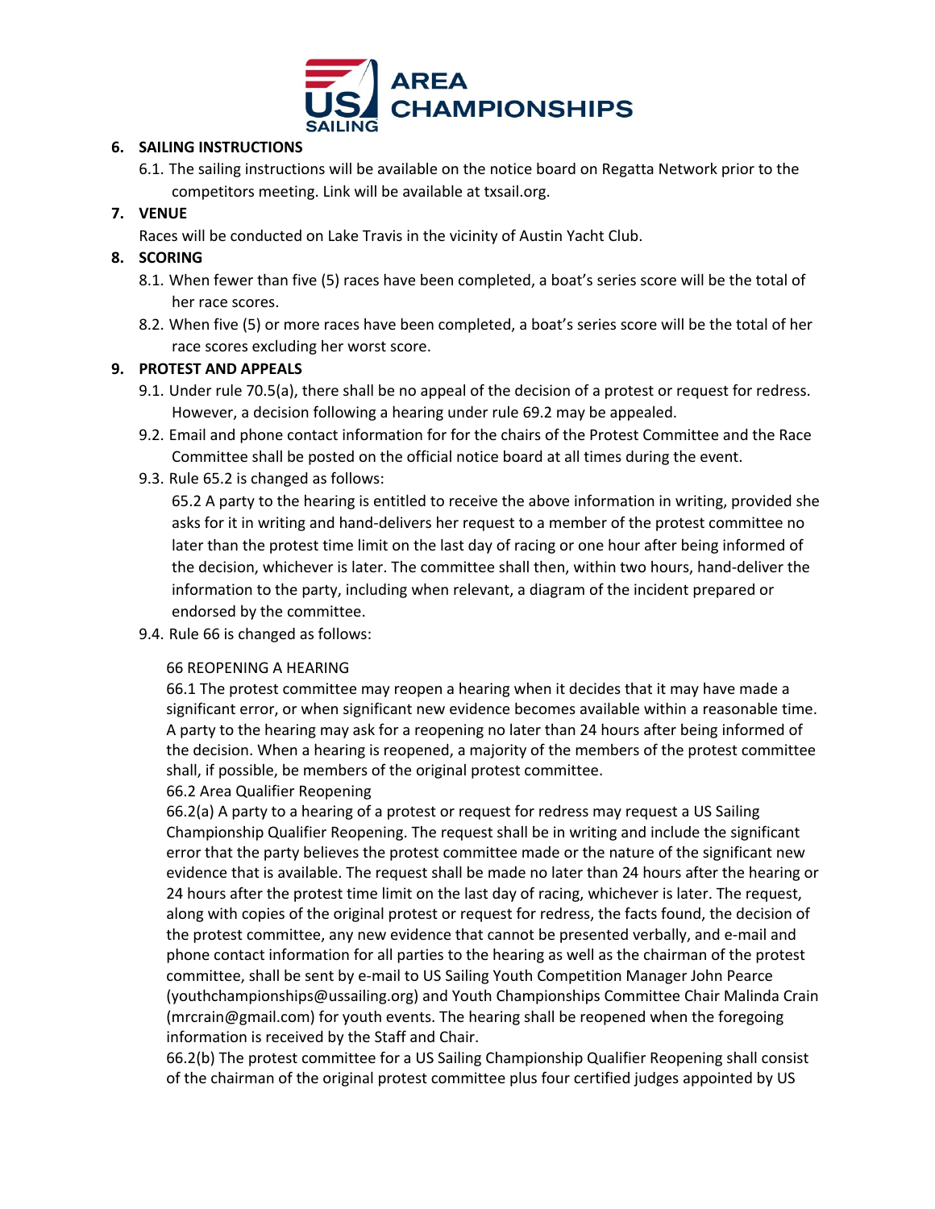## 6. SAILING INSTRUCTIONS

6.1. The sailing instructions will be available on the notice board on Regatta Network prior to the competitors meeting. Link will be available at txsail.org.

## 7. VENUE

Races will be conducted on Lake Travis in the vicinity of Austin Yacht Club.

## 8. SCORING

8.1. When fewer than five (5) races have been completed, a boat's series score will be the total of her race scores.

8.2. When five (5) or more races have been completed, a boat's series score will be the total of her race scores excluding her worst score.

## 9. PROTEST AND APPEALS

9.1. Under rule 70.5(a), there shall be no appeal of the decision of a protest or request for redress. However, a decision following a hearing under rule 69.2 may be appealed.

9.2. Email and phone contact information for for the chairs of the Protest Committee and the Race Committee shall be posted on the official notice board at all times during the event.

9.3. Rule 65.2 is changed as follows:

65.2 A party to the hearing is entitled to receive the above information in writing, provided she asks for it in writing and hand-delivers her request to a member of the protest committee no later than the protest time limit on the last day of racing or one hour after being informed of the decision, whichever is later. The committee shall then, within two hours, hand-deliver the information to the party, including when relevant, a diagram of the incident prepared or endorsed by the committee.

9.4. Rule 66 is changed as follows:

66 REOPENING A HEARING

66.1 The protest committee may reopen a hearing when it decides that it may have made a significant error, or when significant new evidence becomes available within a reasonable time. A party to the hearing may ask for a reopening no later than 24 hours after being informed of the decision. When a hearing is reopened, a majority of the members of the protest committee shall, if possible, be members of the original protest committee.

66.2 Area Qualifier Reopening

66.2(a) A party to a hearing of a protest or request for redress may request a US Sailing Championship Qualifier Reopening. The request shall be in writing and include the significant error that the party believes the protest committee made or the nature of the significant new evidence that is available. The request shall be made no later than 24 hours after the hearing or 24 hours after the protest time limit on the last day of racing, whichever is later. The request, along with copies of the original protest or request for redress, the facts found, the decision of the protest committee, any new evidence that cannot be presented verbally, and e-mail and phone contact information for all parties to the hearing as well as the chairman of the protest committee, shall be sent by e-mail to US Sailing Youth Competition Manager John Pearce (youthchampionships@ussailing.org) and Youth Championships Committee Chair Malinda Crain (mrcrain@gmail.com) for youth events. The hearing shall be reopened when the foregoing information is received by the Staff and Chair.

66.2(b) The protest committee for a US Sailing Championship Qualifier Reopening shall consist of the chairman of the original protest committee plus four certified judges appointed by US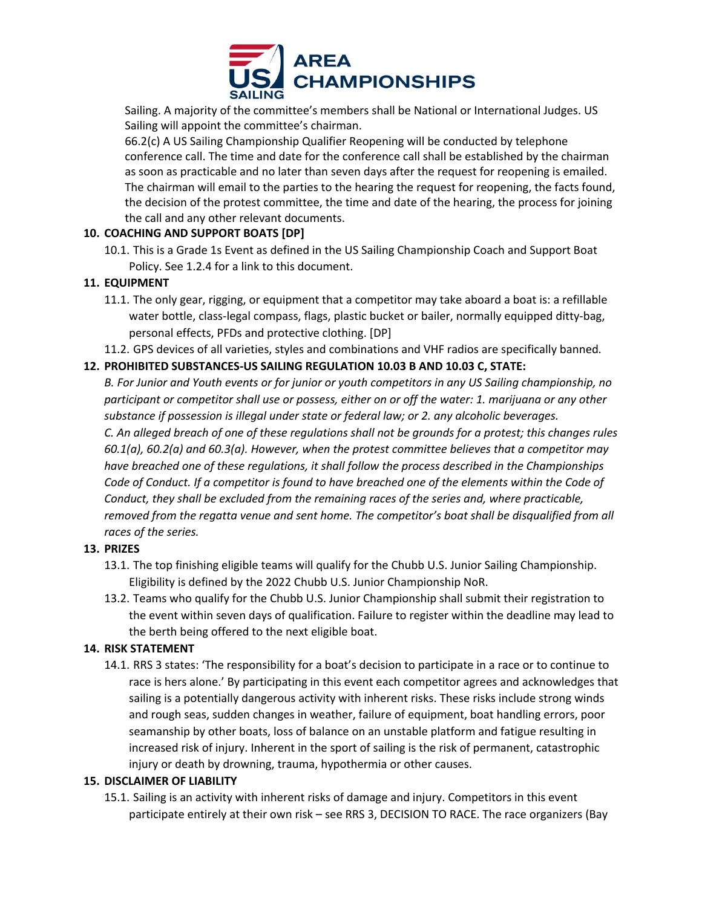Sailing. A majority of the committee's members shall be National or International Judges. US Sailing will appoint the committee's chairman.

66.2(c) A US Sailing Championship Qualifier Reopening will be conducted by telephone conference call. The time and date for the conference call shall be established by the chairman as soon as practicable and no later than seven days after the request for reopening is emailed. The chairman will email to the parties to the hearing the request for reopening, the facts found, the decision of the protest committee, the time and date of the hearing, the process for joining the call and any other relevant documents.

## 10. COACHING AND SUPPORT BOATS [DP]

10.1. This is a Grade 1s Event as defined in the US Sailing Championship Coach and Support Boat Policy. See 1.2.4 for a link to this document.

## 11. EQUIPMENT

11.1. The only gear, rigging, or equipment that a competitor may take aboard a boat is: a refillable water bottle, class-legal compass, flags, plastic bucket or bailer, normally equipped ditty-bag, personal effects, PFDs and protective clothing. [DP]

11.2. GPS devices of all varieties, styles and combinations and VHF radios are specifically banned.

## 12. PROHIBITED SUBSTANCES-US SAILING REGULATION 10.03 B AND 10.03 C, STATE:

*B. For Junior and Youth events or for junior or youth competitors in any US Sailing championship, no participant or competitor shall use or possess, either on or off the water: 1. marijuana or any other substance if possession is illegal under state or federal law; or 2. any alcoholic beverages.*

*C. An alleged breach of one of these regulations shall not be grounds for a protest; this changes rules 60.1(a), 60.2(a) and 60.3(a). However, when the protest committee believes that a competitor may have breached one of these regulations, it shall follow the process described in the Championships Code of Conduct. If a competitor is found to have breached one of the elements within the Code of Conduct, they shall be excluded from the remaining races of the series and, where practicable, removed from the regatta venue and sent home. The competitor's boat shall be disqualified from all races of the series.*

## 13. PRIZES

13.1. The top finishing eligible teams will qualify for the Chubb U.S. Junior Sailing Championship. Eligibility is defined by the 2022 Chubb U.S. Junior Championship NoR.

13.2. Teams who qualify for the Chubb U.S. Junior Championship shall submit their registration to the event within seven days of qualification. Failure to register within the deadline may lead to the berth being offered to the next eligible boat.

## 14. RISK STATEMENT

14.1. RRS 3 states: 'The responsibility for a boat's decision to participate in a race or to continue to race is hers alone.' By participating in this event each competitor agrees and acknowledges that sailing is a potentially dangerous activity with inherent risks. These risks include strong winds and rough seas, sudden changes in weather, failure of equipment, boat handling errors, poor seamanship by other boats, loss of balance on an unstable platform and fatigue resulting in increased risk of injury. Inherent in the sport of sailing is the risk of permanent, catastrophic injury or death by drowning, trauma, hypothermia or other causes.

## 15. DISCLAIMER OF LIABILITY

15.1. Sailing is an activity with inherent risks of damage and injury. Competitors in this event participate entirely at their own risk – see RRS 3, DECISION TO RACE. The race organizers (Bay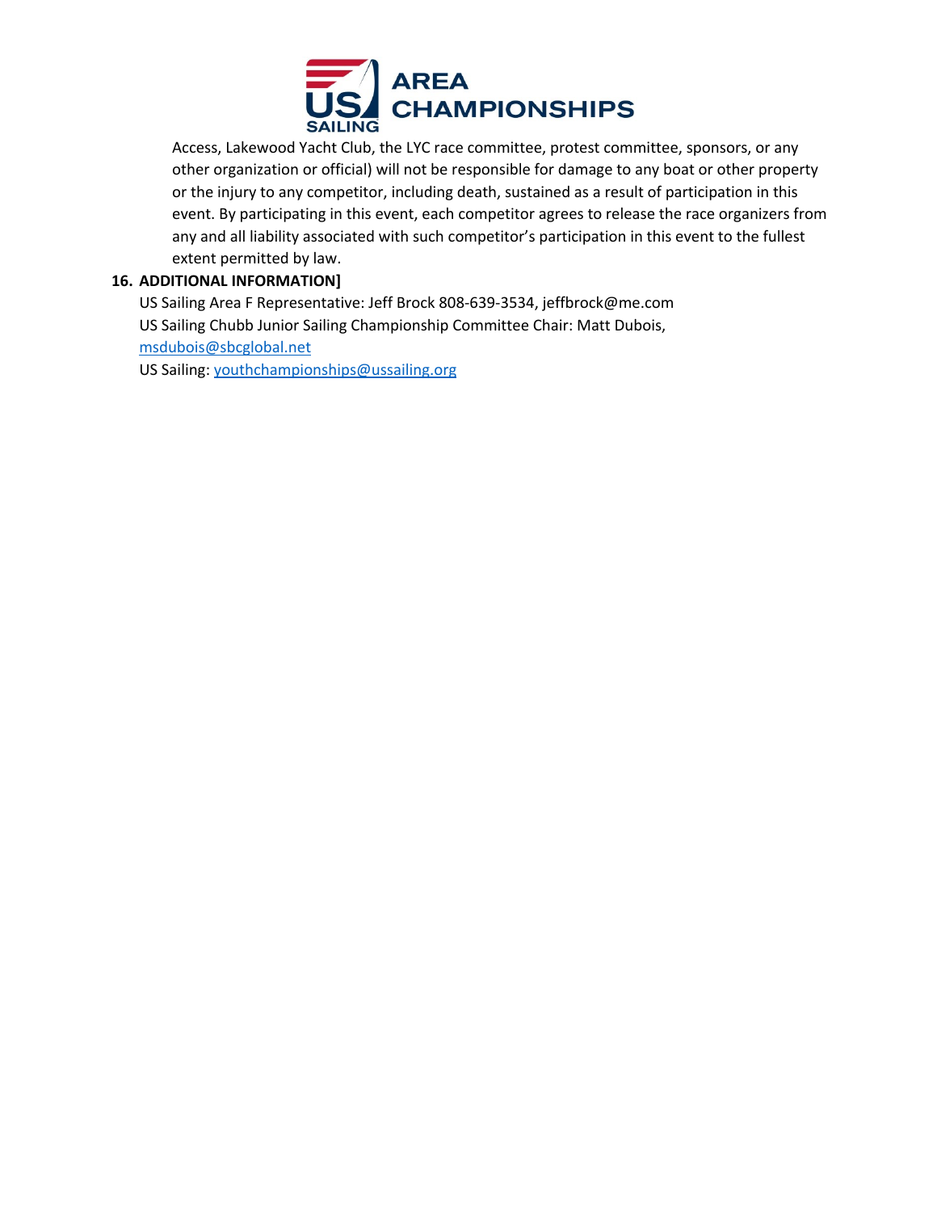Access, Lakewood Yacht Club, the LYC race committee, protest committee, sponsors, or any other organization or official) will not be responsible for damage to any boat or other property or the injury to any competitor, including death, sustained as a result of participation in this event. By participating in this event, each competitor agrees to release the race organizers from any and all liability associated with such competitor's participation in this event to the fullest extent permitted by law.

**16. ADDITIONAL INFORMATION]**

US Sailing Area F Representative: Jeff Brock 808-639-3534, jeffbrock@me.com
US Sailing Chubb Junior Sailing Championship Committee Chair: Matt Dubois, msdubois@sbcglobal.net
US Sailing: youthchampionships@ussailing.org